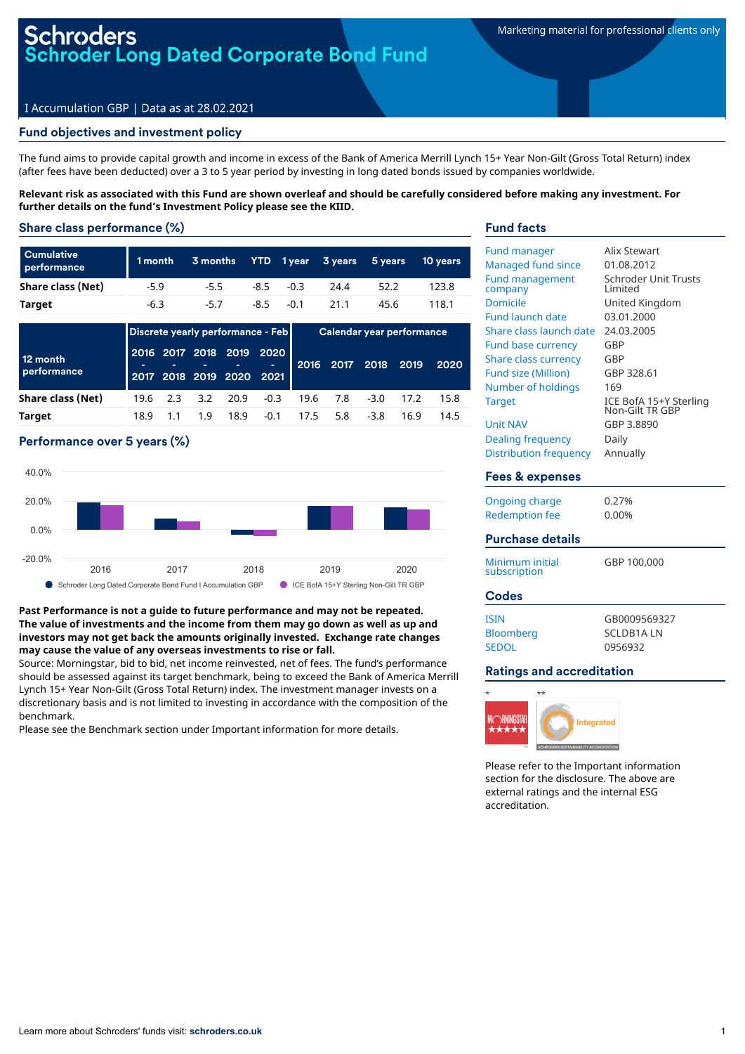# Schroders
# Schroder Long Dated Corporate Bond Fund

Marketing material for professional clients only

I Accumulation GBP | Data as at 28.02.2021

## Fund objectives and investment policy

The fund aims to provide capital growth and income in excess of the Bank of America Merrill Lynch 15+ Year Non-Gilt (Gross Total Return) index (after fees have been deducted) over a 3 to 5 year period by investing in long dated bonds issued by companies worldwide.

**Relevant risk as associated with this Fund are shown overleaf and should be carefully considered before making any investment. For further details on the fund's Investment Policy please see the KIID.**

## Share class performance (%)

| Cumulative performance | 1 month | 3 months | YTD | 1 year | 3 years | 5 years | 10 years |
|---|---|---|---|---|---|---|---|
| Share class (Net) | -5.9 | -5.5 | -8.5 | -0.3 | 24.4 | 52.2 | 123.8 |
| Target | -6.3 | -5.7 | -8.5 | -0.1 | 21.1 | 45.6 | 118.1 |

| 12 month performance | Discrete yearly performance - Feb | | | | | Calendar year performance | | | | |
|---|---|---|---|---|---|---|---|---|---|---|
| | 2016 - 2017 | 2017 - 2018 | 2018 - 2019 | 2019 - 2020 | 2020 - 2021 | 2016 | 2017 | 2018 | 2019 | 2020 |
| Share class (Net) | 19.6 | 2.3 | 3.2 | 20.9 | -0.3 | 19.6 | 7.8 | -3.0 | 17.2 | 15.8 |
| Target | 18.9 | 1.1 | 1.9 | 18.9 | -0.1 | 17.5 | 5.8 | -3.8 | 16.9 | 14.5 |

## Performance over 5 years (%)

40.0%
20.0%
0.0%
-20.0%

2016 2017 2018 2019 2020

● Schroder Long Dated Corporate Bond Fund I Accumulation GBP ● ICE BofA 15+Y Sterling Non-Gilt TR GBP

**Past Performance is not a guide to future performance and may not be repeated. The value of investments and the income from them may go down as well as up and investors may not get back the amounts originally invested. Exchange rate changes may cause the value of any overseas investments to rise or fall.**

Source: Morningstar, bid to bid, net income reinvested, net of fees. The fund's performance should be assessed against its target benchmark, being to exceed the Bank of America Merrill Lynch 15+ Year Non-Gilt (Gross Total Return) index. The investment manager invests on a discretionary basis and is not limited to investing in accordance with the composition of the benchmark.

Please see the Benchmark section under Important information for more details.

## Fund facts

| | |
|---|---|
| Fund manager | Alix Stewart |
| Managed fund since | 01.08.2012 |
| Fund management company | Schroder Unit Trusts Limited |
| Domicile | United Kingdom |
| Fund launch date | 03.01.2000 |
| Share class launch date | 24.03.2005 |
| Fund base currency | GBP |
| Share class currency | GBP |
| Fund size (Million) | GBP 328.61 |
| Number of holdings | 169 |
| Target | ICE BofA 15+Y Sterling Non-Gilt TR GBP |
| Unit NAV | GBP 3.8890 |
| Dealing frequency | Daily |
| Distribution frequency | Annually |

## Fees & expenses

| | |
|---|---|
| Ongoing charge | 0.27% |
| Redemption fee | 0.00% |

## Purchase details

| | |
|---|---|
| Minimum initial subscription | GBP 100,000 |

## Codes

| | |
|---|---|
| ISIN | GB0009569327 |
| Bloomberg | SCLDB1A LN |
| SEDOL | 0956932 |

## Ratings and accreditation

\* MORNINGSTAR ★★★★★ ** Integrated SCHRODERS SUSTAINABILITY ACCREDITATION

Please refer to the Important information section for the disclosure. The above are external ratings and the internal ESG accreditation.

Learn more about Schroders' funds visit: **schroders.co.uk**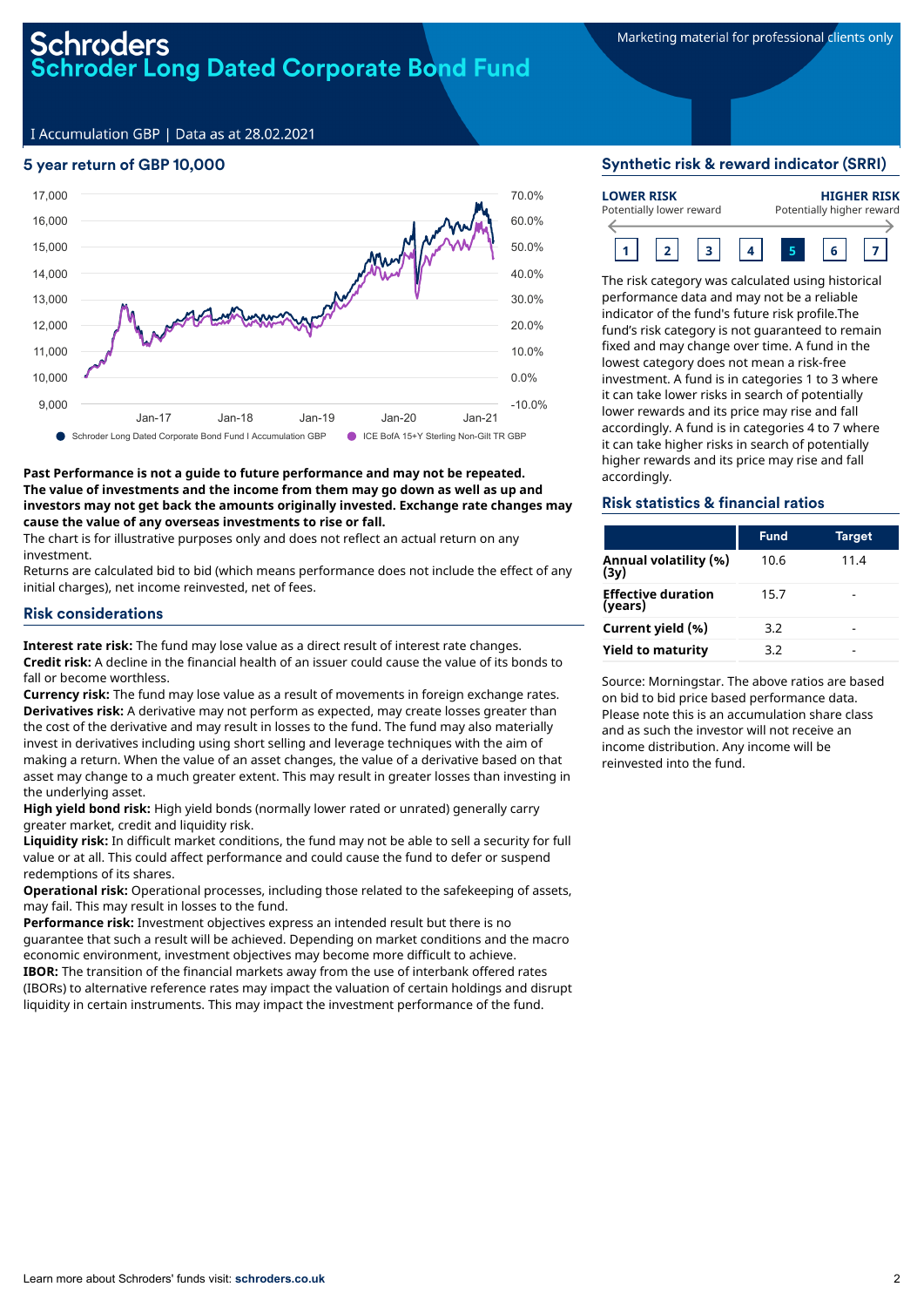Schroders

# Schroder Long Dated Corporate Bond Fund

I Accumulation GBP | Data as at 28.02.2021

Marketing material for professional clients only

## 5 year return of GBP 10,000

Schroder Long Dated Corporate Bond Fund I Accumulation GBP
ICE BofA 15+Y Sterling Non-Gilt TR GBP

**Past Performance is not a guide to future performance and may not be repeated. The value of investments and the income from them may go down as well as up and investors may not get back the amounts originally invested. Exchange rate changes may cause the value of any overseas investments to rise or fall.**

The chart is for illustrative purposes only and does not reflect an actual return on any investment.

Returns are calculated bid to bid (which means performance does not include the effect of any initial charges), net income reinvested, net of fees.

## Risk considerations

**Interest rate risk:** The fund may lose value as a direct result of interest rate changes.
**Credit risk:** A decline in the financial health of an issuer could cause the value of its bonds to fall or become worthless.
**Currency risk:** The fund may lose value as a result of movements in foreign exchange rates.
**Derivatives risk:** A derivative may not perform as expected, may create losses greater than the cost of the derivative and may result in losses to the fund. The fund may also materially invest in derivatives including using short selling and leverage techniques with the aim of making a return. When the value of an asset changes, the value of a derivative based on that asset may change to a much greater extent. This may result in greater losses than investing in the underlying asset.
**High yield bond risk:** High yield bonds (normally lower rated or unrated) generally carry greater market, credit and liquidity risk.
**Liquidity risk:** In difficult market conditions, the fund may not be able to sell a security for full value or at all. This could affect performance and could cause the fund to defer or suspend redemptions of its shares.
**Operational risk:** Operational processes, including those related to the safekeeping of assets, may fail. This may result in losses to the fund.
**Performance risk:** Investment objectives express an intended result but there is no guarantee that such a result will be achieved. Depending on market conditions and the macro economic environment, investment objectives may become more difficult to achieve.
**IBOR:** The transition of the financial markets away from the use of interbank offered rates (IBORs) to alternative reference rates may impact the valuation of certain holdings and disrupt liquidity in certain instruments. This may impact the investment performance of the fund.

## Synthetic risk & reward indicator (SRRI)

**LOWER RISK** Potentially lower reward — **HIGHER RISK** Potentially higher reward

1 | 2 | 3 | 4 | **5** | 6 | 7

The risk category was calculated using historical performance data and may not be a reliable indicator of the fund's future risk profile.The fund's risk category is not guaranteed to remain fixed and may change over time. A fund in the lowest category does not mean a risk-free investment. A fund is in categories 1 to 3 where it can take lower risks in search of potentially lower rewards and its price may rise and fall accordingly. A fund is in categories 4 to 7 where it can take higher risks in search of potentially higher rewards and its price may rise and fall accordingly.

## Risk statistics & financial ratios

| | Fund | Target |
|---|---|---|
| **Annual volatility (%) (3y)** | 10.6 | 11.4 |
| **Effective duration (years)** | 15.7 | - |
| **Current yield (%)** | 3.2 | - |
| **Yield to maturity** | 3.2 | - |

Source: Morningstar. The above ratios are based on bid to bid price based performance data. Please note this is an accumulation share class and as such the investor will not receive an income distribution. Any income will be reinvested into the fund.

Learn more about Schroders' funds visit: **schroders.co.uk**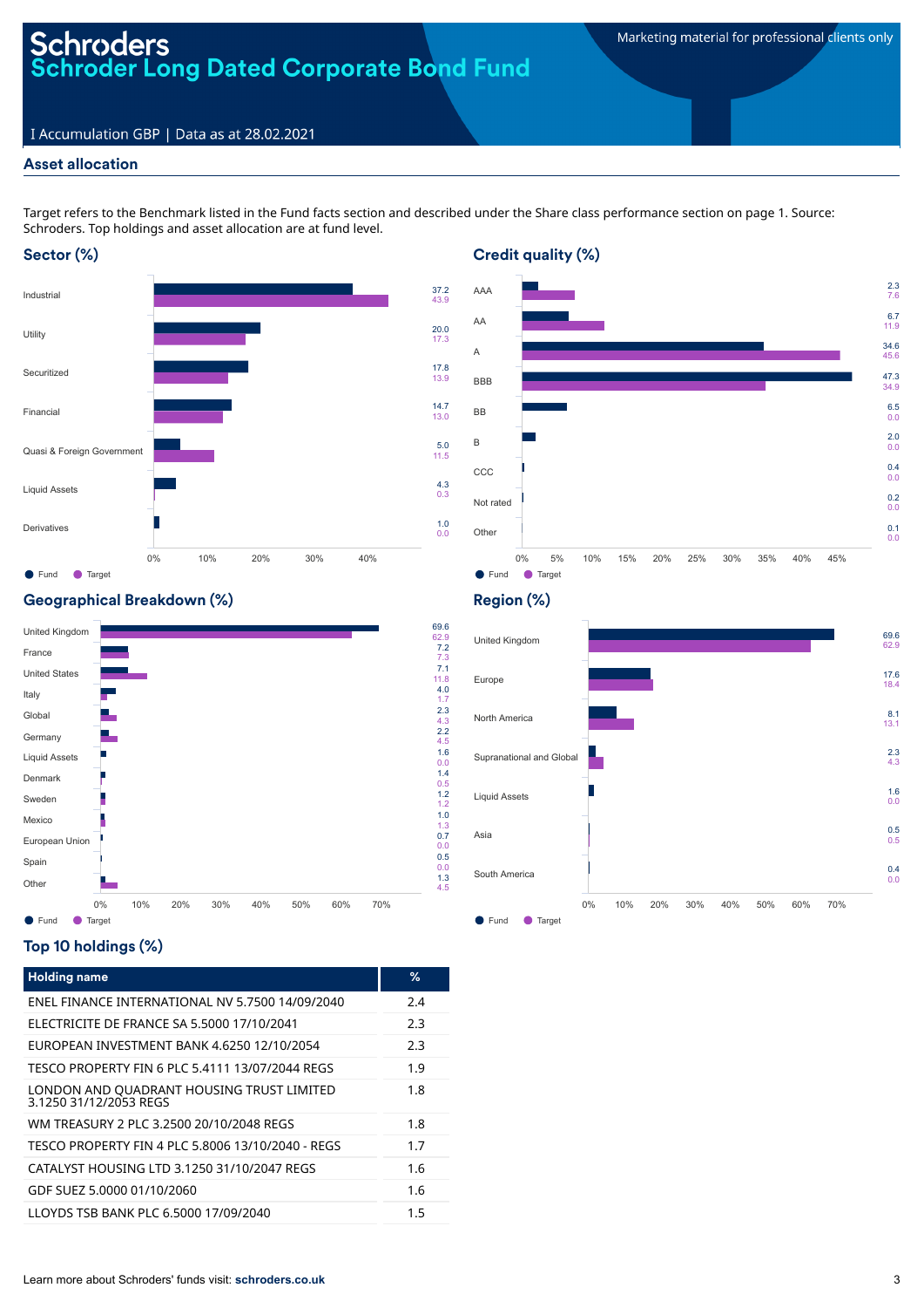# Schroders
# Schroder Long Dated Corporate Bond Fund

Marketing material for professional clients only

I Accumulation GBP | Data as at 28.02.2021

## Asset allocation

Target refers to the Benchmark listed in the Fund facts section and described under the Share class performance section on page 1. Source: Schroders. Top holdings and asset allocation are at fund level.

### Sector (%)

| Sector | Fund | Target |
|---|---|---|
| Industrial | 37.2 | 43.9 |
| Utility | 20.0 | 17.3 |
| Securitized | 17.8 | 13.9 |
| Financial | 14.7 | 13.0 |
| Quasi & Foreign Government | 5.0 | 11.5 |
| Liquid Assets | 4.3 | 0.3 |
| Derivatives | 1.0 | 0.0 |

### Credit quality (%)

| Credit quality | Fund | Target |
|---|---|---|
| AAA | 2.3 | 7.6 |
| AA | 6.7 | 11.9 |
| A | 34.6 | 45.6 |
| BBB | 47.3 | 34.9 |
| BB | 6.5 | 0.0 |
| B | 2.0 | 0.0 |
| CCC | 0.4 | 0.0 |
| Not rated | 0.2 | 0.0 |
| Other | 0.1 | 0.0 |

### Geographical Breakdown (%)

| Country | Fund | Target |
|---|---|---|
| United Kingdom | 69.6 | 62.9 |
| France | 7.2 | 7.3 |
| United States | 7.1 | 11.8 |
| Italy | 4.0 | 1.7 |
| Global | 2.3 | 4.3 |
| Germany | 2.2 | 4.5 |
| Liquid Assets | 1.6 | 0.0 |
| Denmark | 1.4 | 0.5 |
| Sweden | 1.2 | 1.2 |
| Mexico | 1.0 | 1.3 |
| European Union | 0.7 | 0.0 |
| Spain | 0.5 | 0.0 |
| Other | 1.3 | 4.5 |

### Region (%)

| Region | Fund | Target |
|---|---|---|
| United Kingdom | 69.6 | 62.9 |
| Europe | 17.6 | 18.4 |
| North America | 8.1 | 13.1 |
| Supranational and Global | 2.3 | 4.3 |
| Liquid Assets | 1.6 | 0.0 |
| Asia | 0.5 | 0.5 |
| South America | 0.4 | 0.0 |

### Top 10 holdings (%)

| Holding name | % |
|---|---|
| ENEL FINANCE INTERNATIONAL NV 5.7500 14/09/2040 | 2.4 |
| ELECTRICITE DE FRANCE SA 5.5000 17/10/2041 | 2.3 |
| EUROPEAN INVESTMENT BANK 4.6250 12/10/2054 | 2.3 |
| TESCO PROPERTY FIN 6 PLC 5.4111 13/07/2044 REGS | 1.9 |
| LONDON AND QUADRANT HOUSING TRUST LIMITED 3.1250 31/12/2053 REGS | 1.8 |
| WM TREASURY 2 PLC 3.2500 20/10/2048 REGS | 1.8 |
| TESCO PROPERTY FIN 4 PLC 5.8006 13/10/2040 - REGS | 1.7 |
| CATALYST HOUSING LTD 3.1250 31/10/2047 REGS | 1.6 |
| GDF SUEZ 5.0000 01/10/2060 | 1.6 |
| LLOYDS TSB BANK PLC 6.5000 17/09/2040 | 1.5 |

Learn more about Schroders' funds visit: **schroders.co.uk**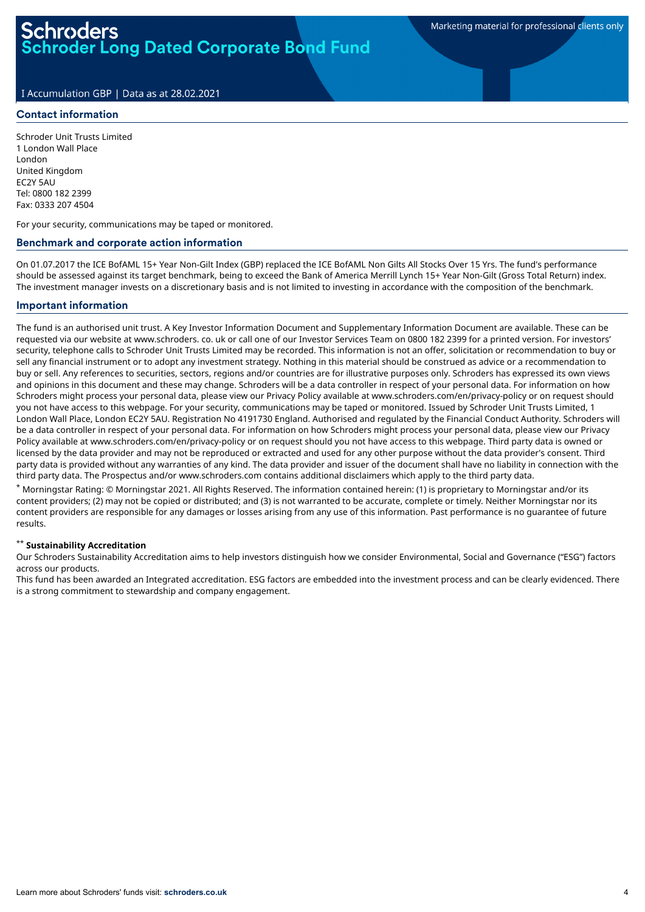Schroders
# Schroder Long Dated Corporate Bond Fund

Marketing material for professional clients only

I Accumulation GBP | Data as at 28.02.2021

## Contact information

Schroder Unit Trusts Limited
1 London Wall Place
London
United Kingdom
EC2Y 5AU
Tel: 0800 182 2399
Fax: 0333 207 4504

For your security, communications may be taped or monitored.

## Benchmark and corporate action information

On 01.07.2017 the ICE BofAML 15+ Year Non-Gilt Index (GBP) replaced the ICE BofAML Non Gilts All Stocks Over 15 Yrs. The fund's performance should be assessed against its target benchmark, being to exceed the Bank of America Merrill Lynch 15+ Year Non-Gilt (Gross Total Return) index. The investment manager invests on a discretionary basis and is not limited to investing in accordance with the composition of the benchmark.

## Important information

The fund is an authorised unit trust. A Key Investor Information Document and Supplementary Information Document are available. These can be requested via our website at www.schroders. co. uk or call one of our Investor Services Team on 0800 182 2399 for a printed version. For investors' security, telephone calls to Schroder Unit Trusts Limited may be recorded. This information is not an offer, solicitation or recommendation to buy or sell any financial instrument or to adopt any investment strategy. Nothing in this material should be construed as advice or a recommendation to buy or sell. Any references to securities, sectors, regions and/or countries are for illustrative purposes only. Schroders has expressed its own views and opinions in this document and these may change. Schroders will be a data controller in respect of your personal data. For information on how Schroders might process your personal data, please view our Privacy Policy available at www.schroders.com/en/privacy-policy or on request should you not have access to this webpage. For your security, communications may be taped or monitored. Issued by Schroder Unit Trusts Limited, 1 London Wall Place, London EC2Y 5AU. Registration No 4191730 England. Authorised and regulated by the Financial Conduct Authority. Schroders will be a data controller in respect of your personal data. For information on how Schroders might process your personal data, please view our Privacy Policy available at www.schroders.com/en/privacy-policy or on request should you not have access to this webpage. Third party data is owned or licensed by the data provider and may not be reproduced or extracted and used for any other purpose without the data provider's consent. Third party data is provided without any warranties of any kind. The data provider and issuer of the document shall have no liability in connection with the third party data. The Prospectus and/or www.schroders.com contains additional disclaimers which apply to the third party data.

* Morningstar Rating: © Morningstar 2021. All Rights Reserved. The information contained herein: (1) is proprietary to Morningstar and/or its content providers; (2) may not be copied or distributed; and (3) is not warranted to be accurate, complete or timely. Neither Morningstar nor its content providers are responsible for any damages or losses arising from any use of this information. Past performance is no guarantee of future results.

** **Sustainability Accreditation**
Our Schroders Sustainability Accreditation aims to help investors distinguish how we consider Environmental, Social and Governance ("ESG") factors across our products.
This fund has been awarded an Integrated accreditation. ESG factors are embedded into the investment process and can be clearly evidenced. There is a strong commitment to stewardship and company engagement.

Learn more about Schroders' funds visit: **schroders.co.uk**